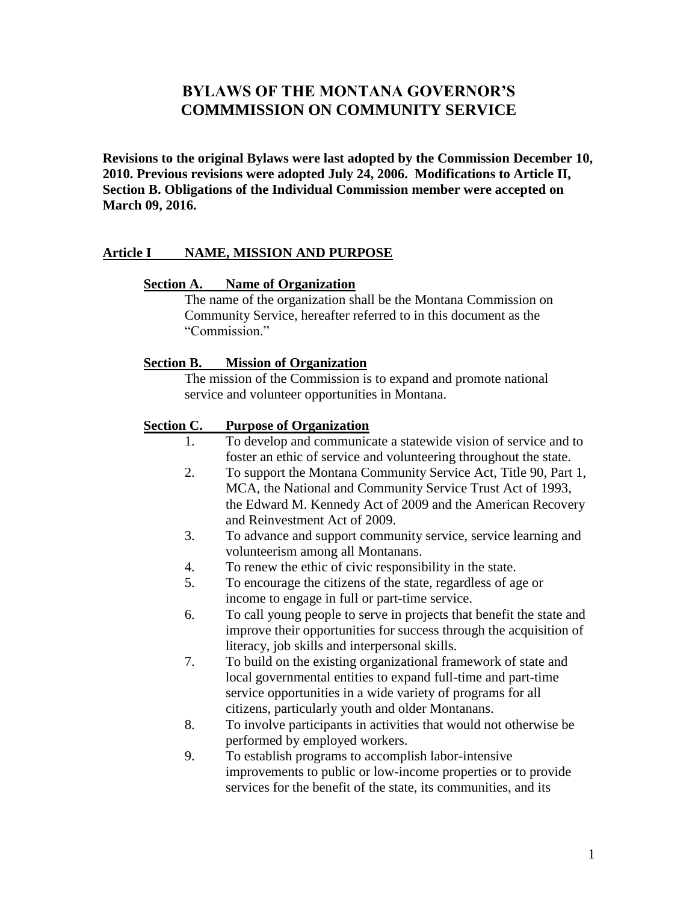# BYLAWS OF THE MONTANA GOVERNOR'S COMMMISSION ON COMMUNITY SERVICE

**Revisions to the original Bylaws were last adopted by the Commission December 10, 2010. Previous revisions were adopted July 24, 2006. Modifications to Article II, Section B. Obligations of the Individual Commission member were accepted on March 09, 2016.**

## Article I NAME, MISSION AND PURPOSE

### Section A. Name of Organization

The name of the organization shall be the Montana Commission on Community Service, hereafter referred to in this document as the "Commission."

### Section B. Mission of Organization

The mission of the Commission is to expand and promote national service and volunteer opportunities in Montana.

### Section C. Purpose of Organization

1. To develop and communicate a statewide vision of service and to foster an ethic of service and volunteering throughout the state.
2. To support the Montana Community Service Act, Title 90, Part 1, MCA, the National and Community Service Trust Act of 1993, the Edward M. Kennedy Act of 2009 and the American Recovery and Reinvestment Act of 2009.
3. To advance and support community service, service learning and volunteerism among all Montanans.
4. To renew the ethic of civic responsibility in the state.
5. To encourage the citizens of the state, regardless of age or income to engage in full or part-time service.
6. To call young people to serve in projects that benefit the state and improve their opportunities for success through the acquisition of literacy, job skills and interpersonal skills.
7. To build on the existing organizational framework of state and local governmental entities to expand full-time and part-time service opportunities in a wide variety of programs for all citizens, particularly youth and older Montanans.
8. To involve participants in activities that would not otherwise be performed by employed workers.
9. To establish programs to accomplish labor-intensive improvements to public or low-income properties or to provide services for the benefit of the state, its communities, and its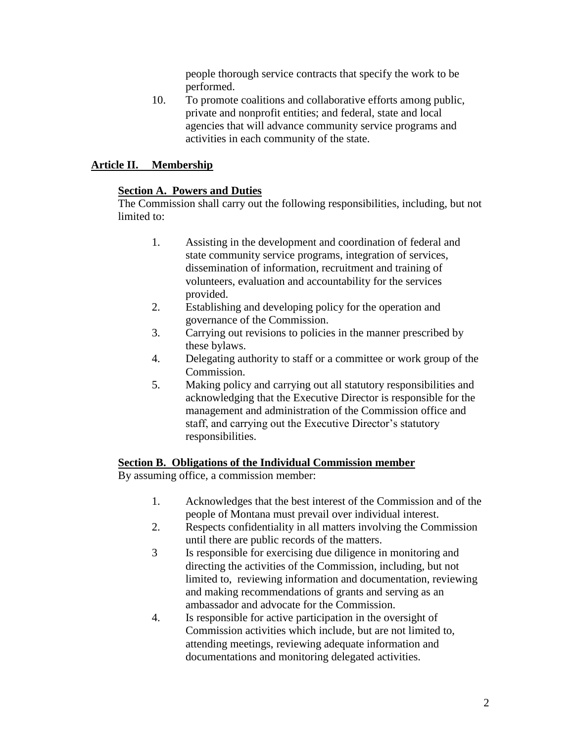people thorough service contracts that specify the work to be performed.

10. To promote coalitions and collaborative efforts among public, private and nonprofit entities; and federal, state and local agencies that will advance community service programs and activities in each community of the state.

## Article II. Membership

### Section A. Powers and Duties

The Commission shall carry out the following responsibilities, including, but not limited to:

1. Assisting in the development and coordination of federal and state community service programs, integration of services, dissemination of information, recruitment and training of volunteers, evaluation and accountability for the services provided.
2. Establishing and developing policy for the operation and governance of the Commission.
3. Carrying out revisions to policies in the manner prescribed by these bylaws.
4. Delegating authority to staff or a committee or work group of the Commission.
5. Making policy and carrying out all statutory responsibilities and acknowledging that the Executive Director is responsible for the management and administration of the Commission office and staff, and carrying out the Executive Director's statutory responsibilities.

### Section B. Obligations of the Individual Commission member

By assuming office, a commission member:

1. Acknowledges that the best interest of the Commission and of the people of Montana must prevail over individual interest.
2. Respects confidentiality in all matters involving the Commission until there are public records of the matters.
3 Is responsible for exercising due diligence in monitoring and directing the activities of the Commission, including, but not limited to, reviewing information and documentation, reviewing and making recommendations of grants and serving as an ambassador and advocate for the Commission.
4. Is responsible for active participation in the oversight of Commission activities which include, but are not limited to, attending meetings, reviewing adequate information and documentations and monitoring delegated activities.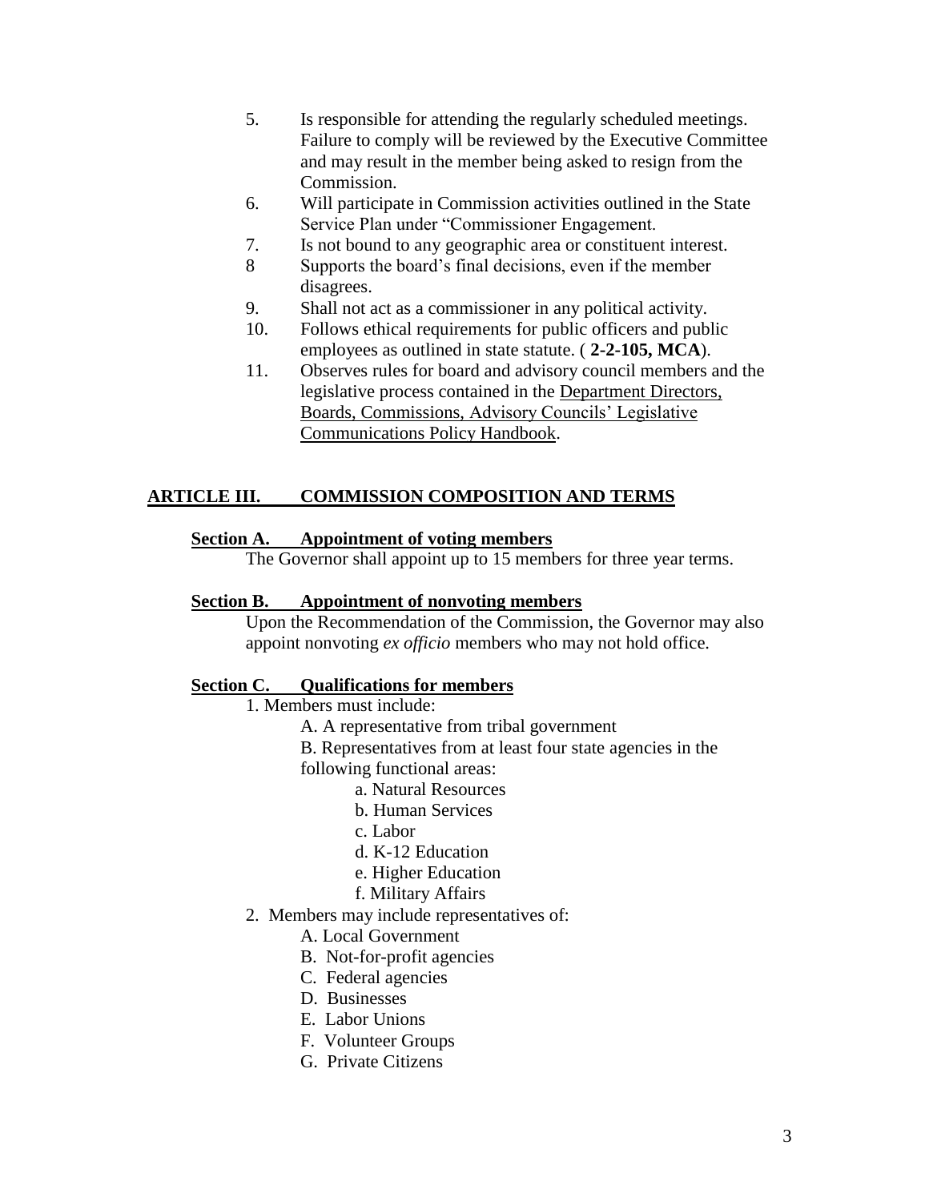5. Is responsible for attending the regularly scheduled meetings. Failure to comply will be reviewed by the Executive Committee and may result in the member being asked to resign from the Commission.
6. Will participate in Commission activities outlined in the State Service Plan under "Commissioner Engagement.
7. Is not bound to any geographic area or constituent interest.
8 Supports the board's final decisions, even if the member disagrees.
9. Shall not act as a commissioner in any political activity.
10. Follows ethical requirements for public officers and public employees as outlined in state statute. ( **2-2-105, MCA**).
11. Observes rules for board and advisory council members and the legislative process contained in the Department Directors, Boards, Commissions, Advisory Councils' Legislative Communications Policy Handbook.

## ARTICLE III. COMMISSION COMPOSITION AND TERMS

### Section A. Appointment of voting members

The Governor shall appoint up to 15 members for three year terms.

### Section B. Appointment of nonvoting members

Upon the Recommendation of the Commission, the Governor may also appoint nonvoting *ex officio* members who may not hold office.

### Section C. Qualifications for members

1. Members must include:
   - A. A representative from tribal government
   - B. Representatives from at least four state agencies in the following functional areas:
     - a. Natural Resources
     - b. Human Services
     - c. Labor
     - d. K-12 Education
     - e. Higher Education
     - f. Military Affairs
2. Members may include representatives of:
   - A. Local Government
   - B. Not-for-profit agencies
   - C. Federal agencies
   - D. Businesses
   - E. Labor Unions
   - F. Volunteer Groups
   - G. Private Citizens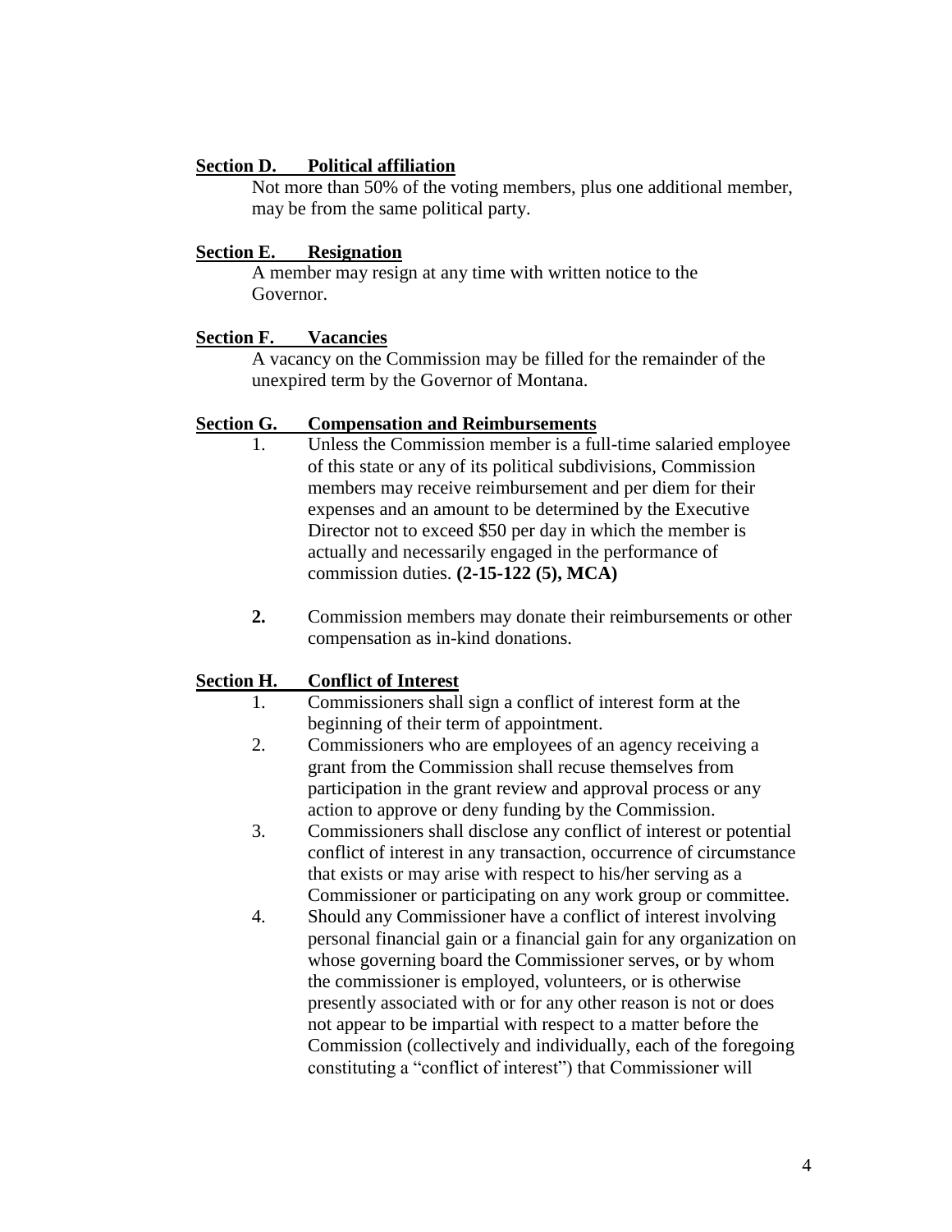**Section D. Political affiliation**

Not more than 50% of the voting members, plus one additional member, may be from the same political party.

**Section E. Resignation**

A member may resign at any time with written notice to the Governor.

**Section F. Vacancies**

A vacancy on the Commission may be filled for the remainder of the unexpired term by the Governor of Montana.

**Section G. Compensation and Reimbursements**

1. Unless the Commission member is a full-time salaried employee of this state or any of its political subdivisions, Commission members may receive reimbursement and per diem for their expenses and an amount to be determined by the Executive Director not to exceed \$50 per day in which the member is actually and necessarily engaged in the performance of commission duties. **(2-15-122 (5), MCA)**

2. Commission members may donate their reimbursements or other compensation as in-kind donations.

**Section H. Conflict of Interest**

1. Commissioners shall sign a conflict of interest form at the beginning of their term of appointment.
2. Commissioners who are employees of an agency receiving a grant from the Commission shall recuse themselves from participation in the grant review and approval process or any action to approve or deny funding by the Commission.
3. Commissioners shall disclose any conflict of interest or potential conflict of interest in any transaction, occurrence of circumstance that exists or may arise with respect to his/her serving as a Commissioner or participating on any work group or committee.
4. Should any Commissioner have a conflict of interest involving personal financial gain or a financial gain for any organization on whose governing board the Commissioner serves, or by whom the commissioner is employed, volunteers, or is otherwise presently associated with or for any other reason is not or does not appear to be impartial with respect to a matter before the Commission (collectively and individually, each of the foregoing constituting a "conflict of interest") that Commissioner will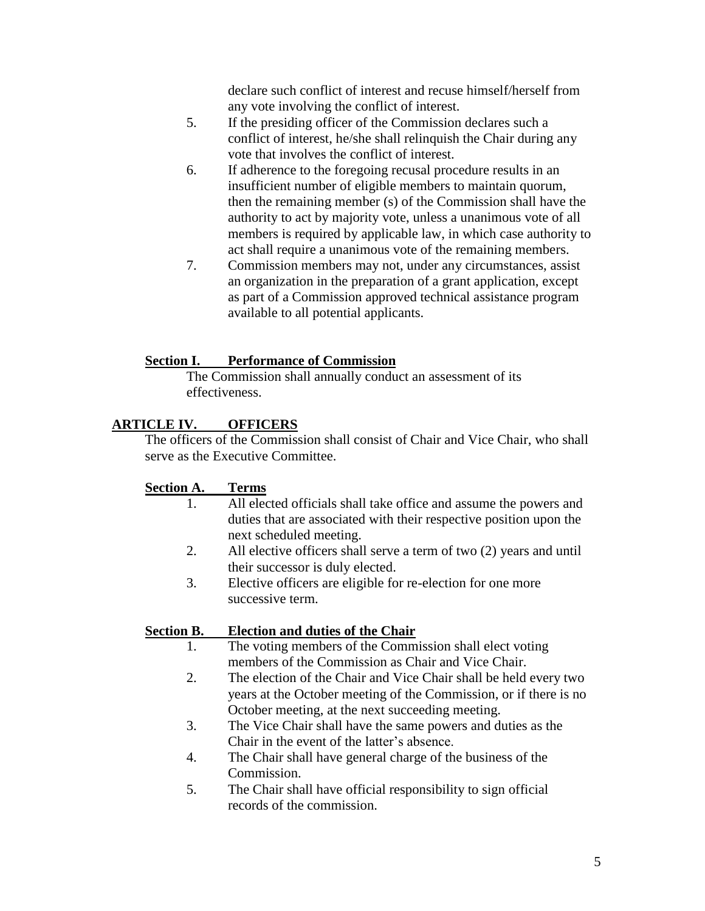declare such conflict of interest and recuse himself/herself from any vote involving the conflict of interest.

5. If the presiding officer of the Commission declares such a conflict of interest, he/she shall relinquish the Chair during any vote that involves the conflict of interest.
6. If adherence to the foregoing recusal procedure results in an insufficient number of eligible members to maintain quorum, then the remaining member (s) of the Commission shall have the authority to act by majority vote, unless a unanimous vote of all members is required by applicable law, in which case authority to act shall require a unanimous vote of the remaining members.
7. Commission members may not, under any circumstances, assist an organization in the preparation of a grant application, except as part of a Commission approved technical assistance program available to all potential applicants.

### Section I. Performance of Commission

The Commission shall annually conduct an assessment of its effectiveness.

## ARTICLE IV. OFFICERS

The officers of the Commission shall consist of Chair and Vice Chair, who shall serve as the Executive Committee.

### Section A. Terms

1. All elected officials shall take office and assume the powers and duties that are associated with their respective position upon the next scheduled meeting.
2. All elective officers shall serve a term of two (2) years and until their successor is duly elected.
3. Elective officers are eligible for re-election for one more successive term.

### Section B. Election and duties of the Chair

1. The voting members of the Commission shall elect voting members of the Commission as Chair and Vice Chair.
2. The election of the Chair and Vice Chair shall be held every two years at the October meeting of the Commission, or if there is no October meeting, at the next succeeding meeting.
3. The Vice Chair shall have the same powers and duties as the Chair in the event of the latter's absence.
4. The Chair shall have general charge of the business of the Commission.
5. The Chair shall have official responsibility to sign official records of the commission.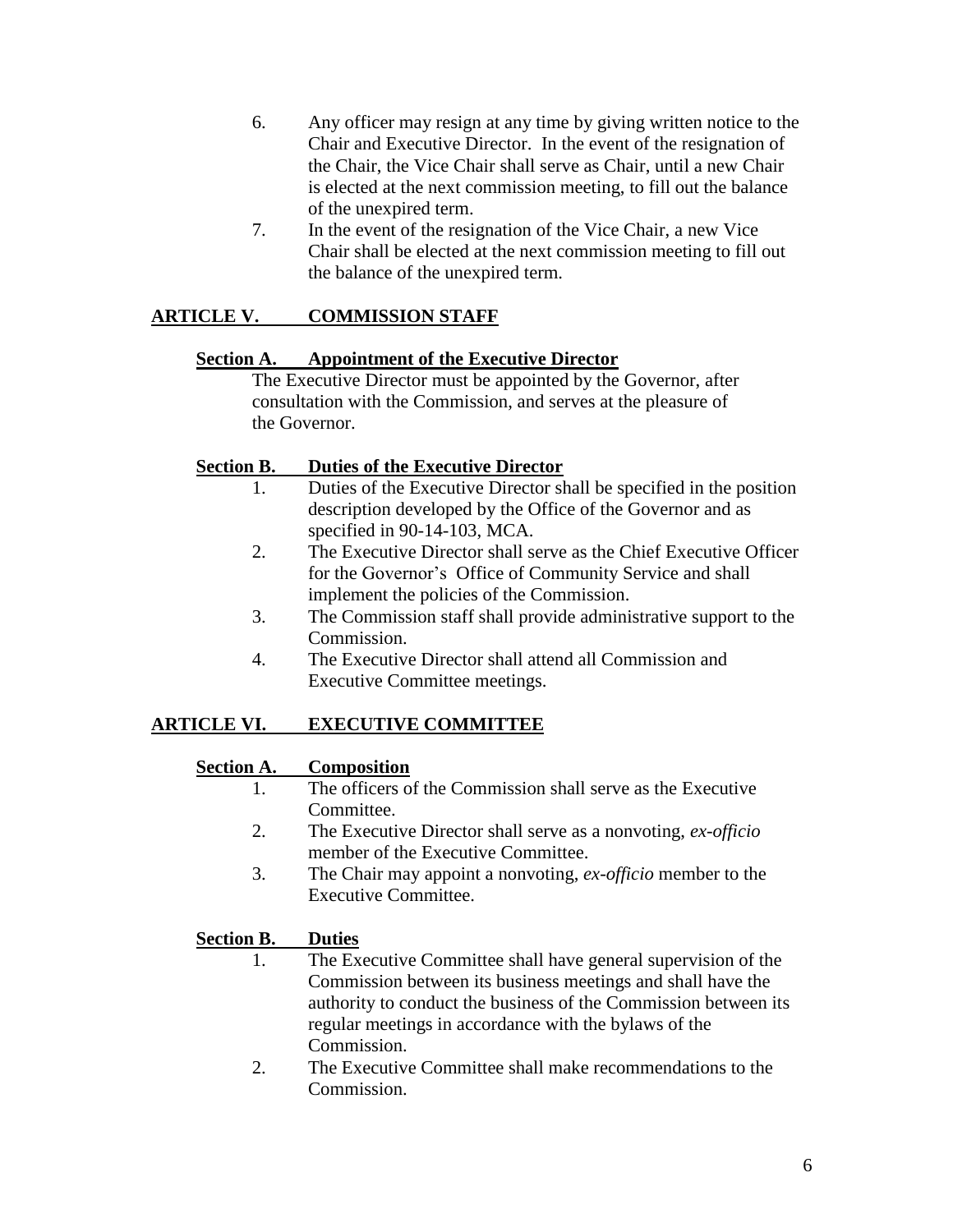6. Any officer may resign at any time by giving written notice to the Chair and Executive Director. In the event of the resignation of the Chair, the Vice Chair shall serve as Chair, until a new Chair is elected at the next commission meeting, to fill out the balance of the unexpired term.
7. In the event of the resignation of the Vice Chair, a new Vice Chair shall be elected at the next commission meeting to fill out the balance of the unexpired term.

## ARTICLE V. COMMISSION STAFF

### Section A. Appointment of the Executive Director

The Executive Director must be appointed by the Governor, after consultation with the Commission, and serves at the pleasure of the Governor.

### Section B. Duties of the Executive Director

1. Duties of the Executive Director shall be specified in the position description developed by the Office of the Governor and as specified in 90-14-103, MCA.
2. The Executive Director shall serve as the Chief Executive Officer for the Governor's Office of Community Service and shall implement the policies of the Commission.
3. The Commission staff shall provide administrative support to the Commission.
4. The Executive Director shall attend all Commission and Executive Committee meetings.

## ARTICLE VI. EXECUTIVE COMMITTEE

### Section A. Composition

1. The officers of the Commission shall serve as the Executive Committee.
2. The Executive Director shall serve as a nonvoting, *ex-officio* member of the Executive Committee.
3. The Chair may appoint a nonvoting, *ex-officio* member to the Executive Committee.

### Section B. Duties

1. The Executive Committee shall have general supervision of the Commission between its business meetings and shall have the authority to conduct the business of the Commission between its regular meetings in accordance with the bylaws of the Commission.
2. The Executive Committee shall make recommendations to the Commission.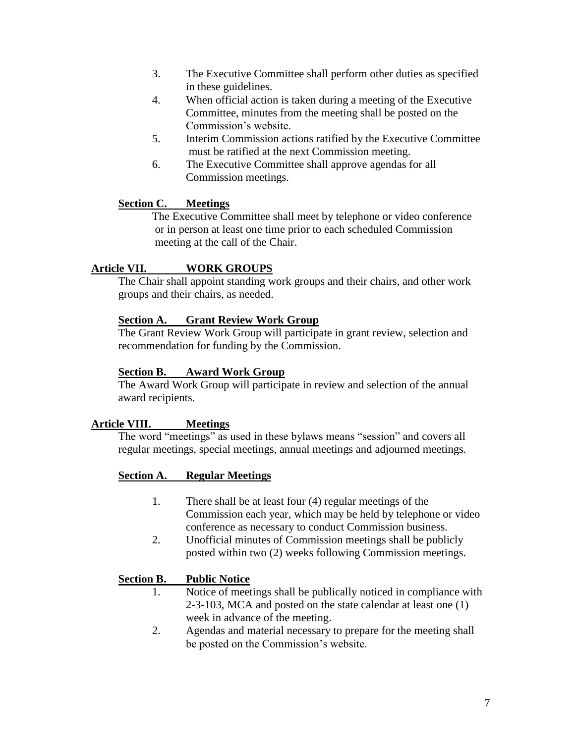3. The Executive Committee shall perform other duties as specified in these guidelines.
4. When official action is taken during a meeting of the Executive Committee, minutes from the meeting shall be posted on the Commission's website.
5. Interim Commission actions ratified by the Executive Committee must be ratified at the next Commission meeting.
6. The Executive Committee shall approve agendas for all Commission meetings.

### Section C. Meetings

The Executive Committee shall meet by telephone or video conference or in person at least one time prior to each scheduled Commission meeting at the call of the Chair.

## Article VII. WORK GROUPS

The Chair shall appoint standing work groups and their chairs, and other work groups and their chairs, as needed.

### Section A. Grant Review Work Group

The Grant Review Work Group will participate in grant review, selection and recommendation for funding by the Commission.

### Section B. Award Work Group

The Award Work Group will participate in review and selection of the annual award recipients.

## Article VIII. Meetings

The word "meetings" as used in these bylaws means "session" and covers all regular meetings, special meetings, annual meetings and adjourned meetings.

### Section A. Regular Meetings

1. There shall be at least four (4) regular meetings of the Commission each year, which may be held by telephone or video conference as necessary to conduct Commission business.
2. Unofficial minutes of Commission meetings shall be publicly posted within two (2) weeks following Commission meetings.

### Section B. Public Notice

1. Notice of meetings shall be publically noticed in compliance with 2-3-103, MCA and posted on the state calendar at least one (1) week in advance of the meeting.
2. Agendas and material necessary to prepare for the meeting shall be posted on the Commission's website.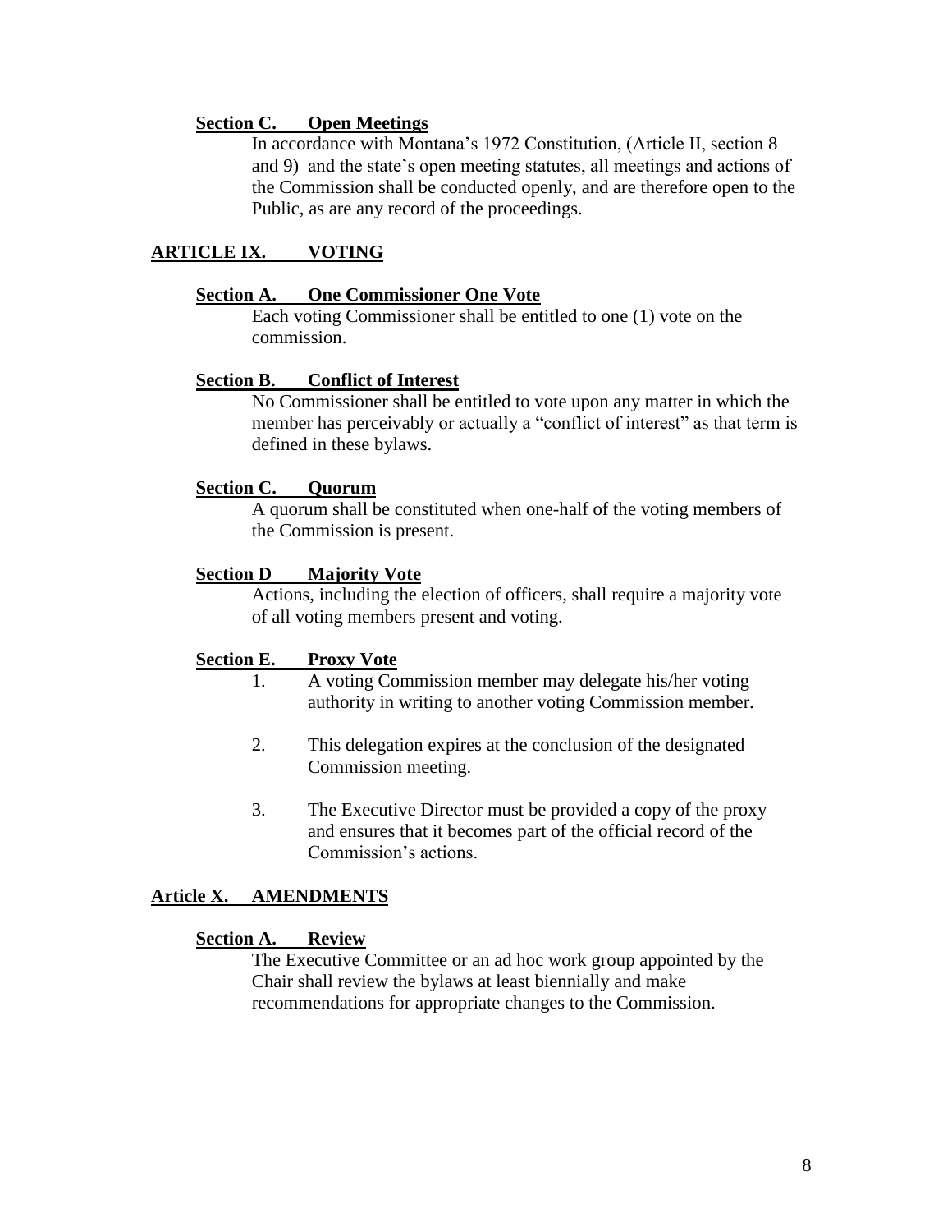### Section C. Open Meetings

In accordance with Montana's 1972 Constitution, (Article II, section 8 and 9) and the state's open meeting statutes, all meetings and actions of the Commission shall be conducted openly, and are therefore open to the Public, as are any record of the proceedings.

## ARTICLE IX. VOTING

### Section A. One Commissioner One Vote

Each voting Commissioner shall be entitled to one (1) vote on the commission.

### Section B. Conflict of Interest

No Commissioner shall be entitled to vote upon any matter in which the member has perceivably or actually a "conflict of interest" as that term is defined in these bylaws.

### Section C. Quorum

A quorum shall be constituted when one-half of the voting members of the Commission is present.

### Section D Majority Vote

Actions, including the election of officers, shall require a majority vote of all voting members present and voting.

### Section E. Proxy Vote

1. A voting Commission member may delegate his/her voting authority in writing to another voting Commission member.

2. This delegation expires at the conclusion of the designated Commission meeting.

3. The Executive Director must be provided a copy of the proxy and ensures that it becomes part of the official record of the Commission's actions.

## Article X. AMENDMENTS

### Section A. Review

The Executive Committee or an ad hoc work group appointed by the Chair shall review the bylaws at least biennially and make recommendations for appropriate changes to the Commission.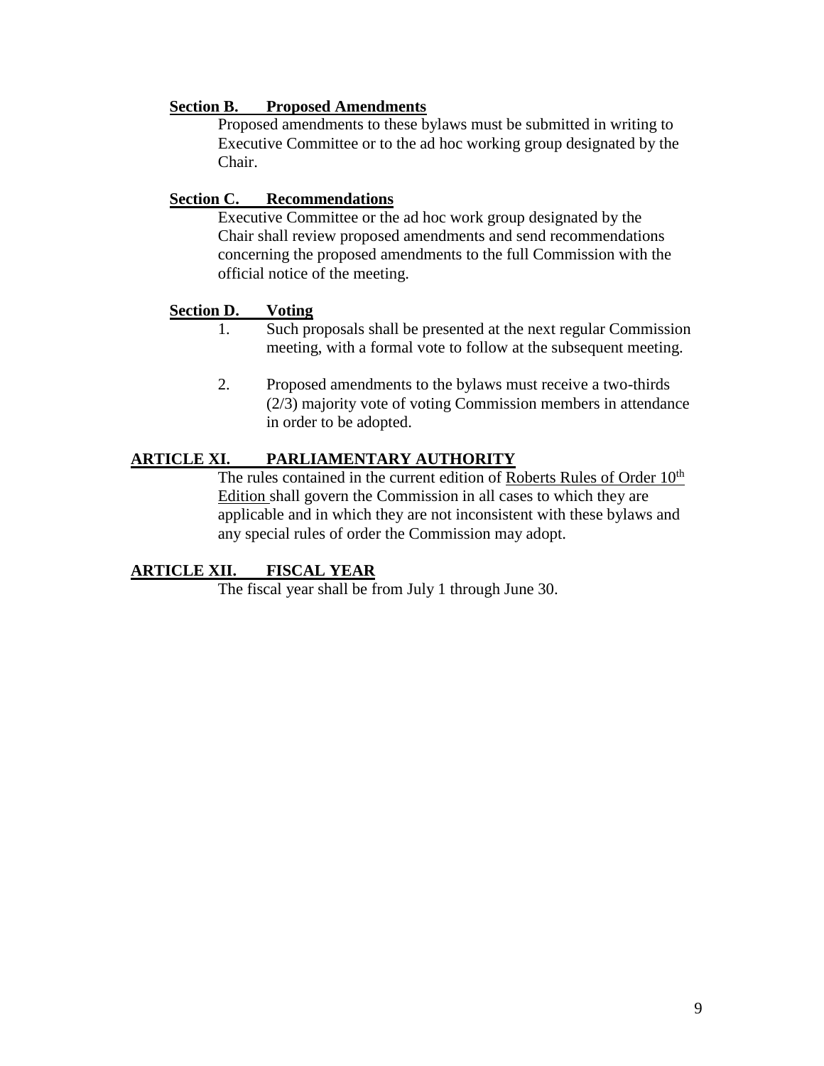**Section B. Proposed Amendments**

Proposed amendments to these bylaws must be submitted in writing to Executive Committee or to the ad hoc working group designated by the Chair.

**Section C. Recommendations**

Executive Committee or the ad hoc work group designated by the Chair shall review proposed amendments and send recommendations concerning the proposed amendments to the full Commission with the official notice of the meeting.

**Section D. Voting**

1. Such proposals shall be presented at the next regular Commission meeting, with a formal vote to follow at the subsequent meeting.

2. Proposed amendments to the bylaws must receive a two-thirds (2/3) majority vote of voting Commission members in attendance in order to be adopted.

## ARTICLE XI. PARLIAMENTARY AUTHORITY

The rules contained in the current edition of Roberts Rules of Order 10th Edition shall govern the Commission in all cases to which they are applicable and in which they are not inconsistent with these bylaws and any special rules of order the Commission may adopt.

## ARTICLE XII. FISCAL YEAR

The fiscal year shall be from July 1 through June 30.